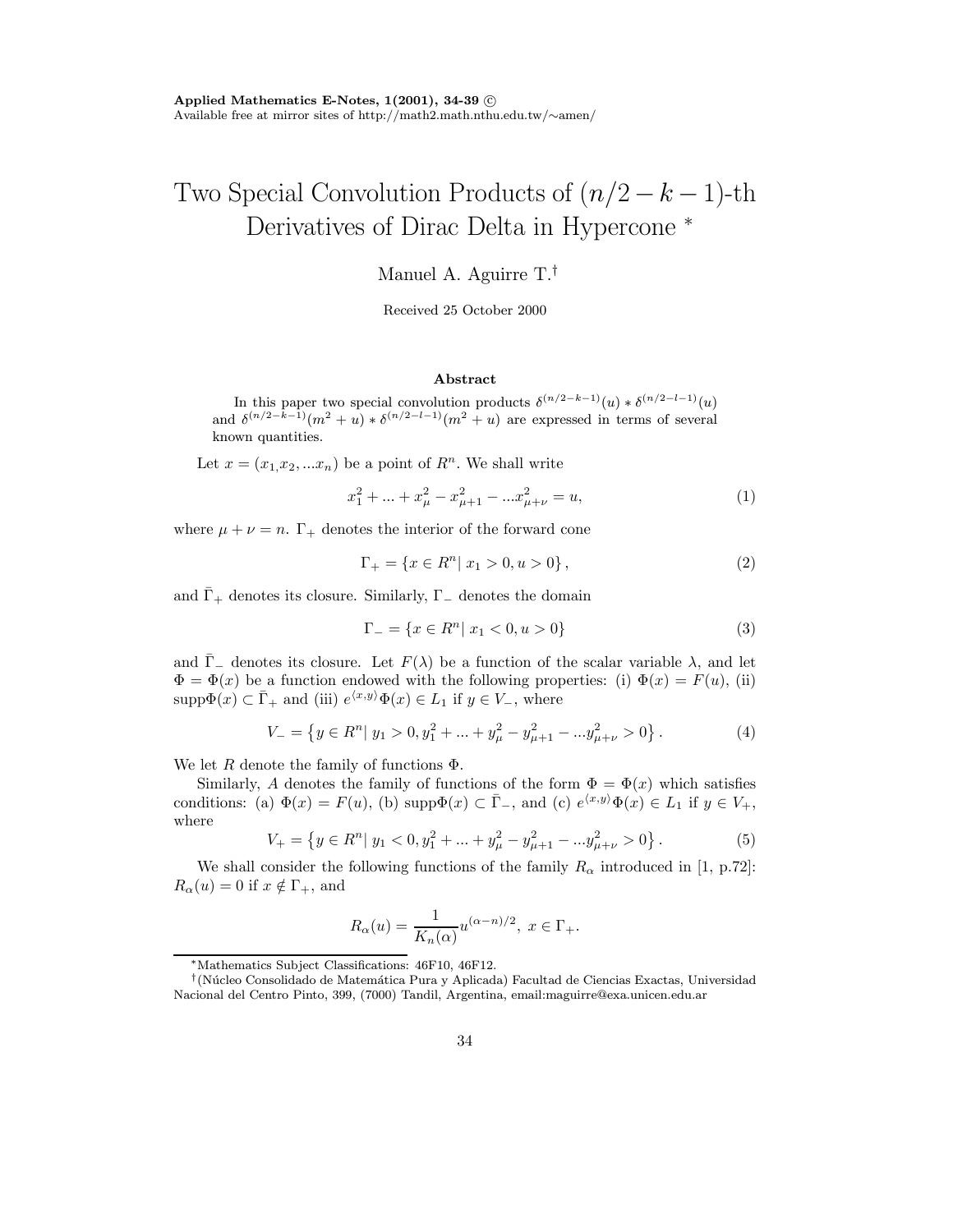Applied Mathematics E-Notes, 1(2001), 34-39 ©
Available free at mirror sites of http://math2.math.nthu.edu.tw/∼amen/

# Two Special Convolution Products of $(n/2-k-1)$-th Derivatives of Dirac Delta in Hypercone [*]

Manuel A. Aguirre T.[†]

Received 25 October 2000

### Abstract

In this paper two special convolution products $\delta^{(n/2-k-1)}(u) * \delta^{(n/2-l-1)}(u)$ and $\delta^{(n/2-k-1)}(m^2+u) * \delta^{(n/2-l-1)}(m^2+u)$ are expressed in terms of several known quantities.

Let $x = (x_1, x_2, ...x_n)$ be a point of $R^n$. We shall write

$$x_1^2 + ... + x_\mu^2 - x_{\mu+1}^2 - ...x_{\mu+\nu}^2 = u, \tag{1}$$

where $\mu + \nu = n$. $\Gamma_+$ denotes the interior of the forward cone

$$\Gamma_+ = \{x \in R^n | \; x_1 > 0, u > 0\}, \tag{2}$$

and $\bar{\Gamma}_+$ denotes its closure. Similarly, $\Gamma_-$ denotes the domain

$$\Gamma_- = \{x \in R^n | \; x_1 < 0, u > 0\} \tag{3}$$

and $\bar{\Gamma}_-$ denotes its closure. Let $F(\lambda)$ be a function of the scalar variable $\lambda$, and let $\Phi = \Phi(x)$ be a function endowed with the following properties: (i) $\Phi(x) = F(u)$, (ii) $\text{supp}\Phi(x) \subset \bar{\Gamma}_+$ and (iii) $e^{\langle x,y \rangle}\Phi(x) \in L_1$ if $y \in V_-$, where

$$V_- = \left\{y \in R^n | \; y_1 > 0, y_1^2 + ... + y_\mu^2 - y_{\mu+1}^2 - ...y_{\mu+\nu}^2 > 0\right\}. \tag{4}$$

We let $R$ denote the family of functions $\Phi$.

Similarly, $A$ denotes the family of functions of the form $\Phi = \Phi(x)$ which satisfies conditions: (a) $\Phi(x) = F(u)$, (b) $\text{supp}\Phi(x) \subset \bar{\Gamma}_-$, and (c) $e^{\langle x,y \rangle}\Phi(x) \in L_1$ if $y \in V_+$, where

$$V_+ = \left\{y \in R^n | \; y_1 < 0, y_1^2 + ... + y_\mu^2 - y_{\mu+1}^2 - ...y_{\mu+\nu}^2 > 0\right\}. \tag{5}$$

We shall consider the following functions of the family $R_\alpha$ introduced in [1, p.72]: $R_\alpha(u) = 0$ if $x \notin \Gamma_+$, and

$$R_\alpha(u) = \frac{1}{K_n(\alpha)} u^{(\alpha-n)/2}, \; x \in \Gamma_+.$$

[*]Mathematics Subject Classifications: 46F10, 46F12.

[†](Núcleo Consolidado de Matemática Pura y Aplicada) Facultad de Ciencias Exactas, Universidad Nacional del Centro Pinto, 399, (7000) Tandil, Argentina, email:maguirre@exa.unicen.edu.ar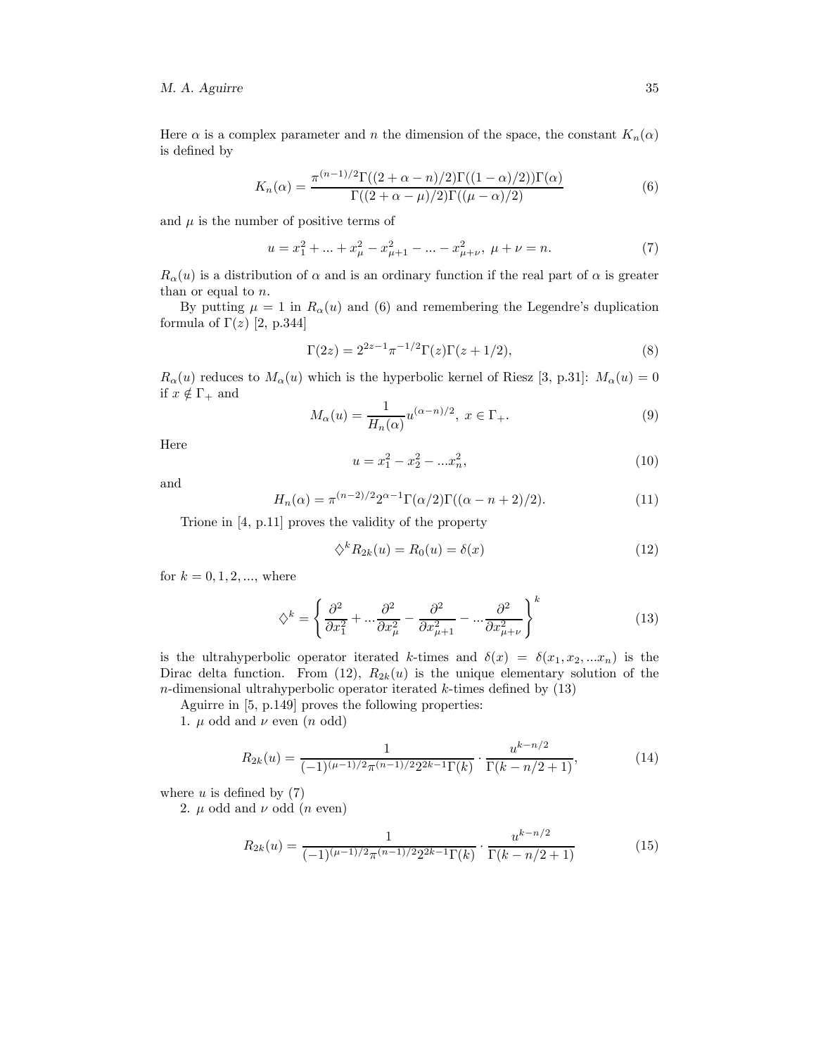Here $\alpha$ is a complex parameter and $n$ the dimension of the space, the constant $K_n(\alpha)$ is defined by

$$K_n(\alpha) = \frac{\pi^{(n-1)/2}\Gamma((2+\alpha-n)/2)\Gamma((1-\alpha)/2))\Gamma(\alpha)}{\Gamma((2+\alpha-\mu)/2)\Gamma((\mu-\alpha)/2)} \tag{6}$$

and $\mu$ is the number of positive terms of

$$u = x_1^2 + ... + x_\mu^2 - x_{\mu+1}^2 - ... - x_{\mu+\nu}^2,\ \mu+\nu = n. \tag{7}$$

$R_\alpha(u)$ is a distribution of $\alpha$ and is an ordinary function if the real part of $\alpha$ is greater than or equal to $n$.

By putting $\mu = 1$ in $R_\alpha(u)$ and (6) and remembering the Legendre's duplication formula of $\Gamma(z)$ [2, p.344]

$$\Gamma(2z) = 2^{2z-1}\pi^{-1/2}\Gamma(z)\Gamma(z+1/2), \tag{8}$$

$R_\alpha(u)$ reduces to $M_\alpha(u)$ which is the hyperbolic kernel of Riesz [3, p.31]: $M_\alpha(u) = 0$ if $x \notin \Gamma_+$ and

$$M_\alpha(u) = \frac{1}{H_n(\alpha)}u^{(\alpha-n)/2},\ x \in \Gamma_+. \tag{9}$$

Here

$$u = x_1^2 - x_2^2 - ...x_n^2, \tag{10}$$

and

$$H_n(\alpha) = \pi^{(n-2)/2}2^{\alpha-1}\Gamma(\alpha/2)\Gamma((\alpha-n+2)/2). \tag{11}$$

Trione in [4, p.11] proves the validity of the property

$$\diamondsuit^k R_{2k}(u) = R_0(u) = \delta(x) \tag{12}$$

for $k = 0, 1, 2, ...$, where

$$\diamondsuit^k = \left\{\frac{\partial^2}{\partial x_1^2} + ...\frac{\partial^2}{\partial x_\mu^2} - \frac{\partial^2}{\partial x_{\mu+1}^2} - ...\frac{\partial^2}{\partial x_{\mu+\nu}^2}\right\}^k \tag{13}$$

is the ultrahyperbolic operator iterated $k$-times and $\delta(x) = \delta(x_1, x_2, ...x_n)$ is the Dirac delta function. From (12), $R_{2k}(u)$ is the unique elementary solution of the $n$-dimensional ultrahyperbolic operator iterated $k$-times defined by (13)

Aguirre in [5, p.149] proves the following properties:

1. $\mu$ odd and $\nu$ even ($n$ odd)

$$R_{2k}(u) = \frac{1}{(-1)^{(\mu-1)/2}\pi^{(n-1)/2}2^{2k-1}\Gamma(k)} \cdot \frac{u^{k-n/2}}{\Gamma(k-n/2+1)}, \tag{14}$$

where $u$ is defined by (7)

2. $\mu$ odd and $\nu$ odd ($n$ even)

$$R_{2k}(u) = \frac{1}{(-1)^{(\mu-1)/2}\pi^{(n-1)/2}2^{2k-1}\Gamma(k)} \cdot \frac{u^{k-n/2}}{\Gamma(k-n/2+1)} \tag{15}$$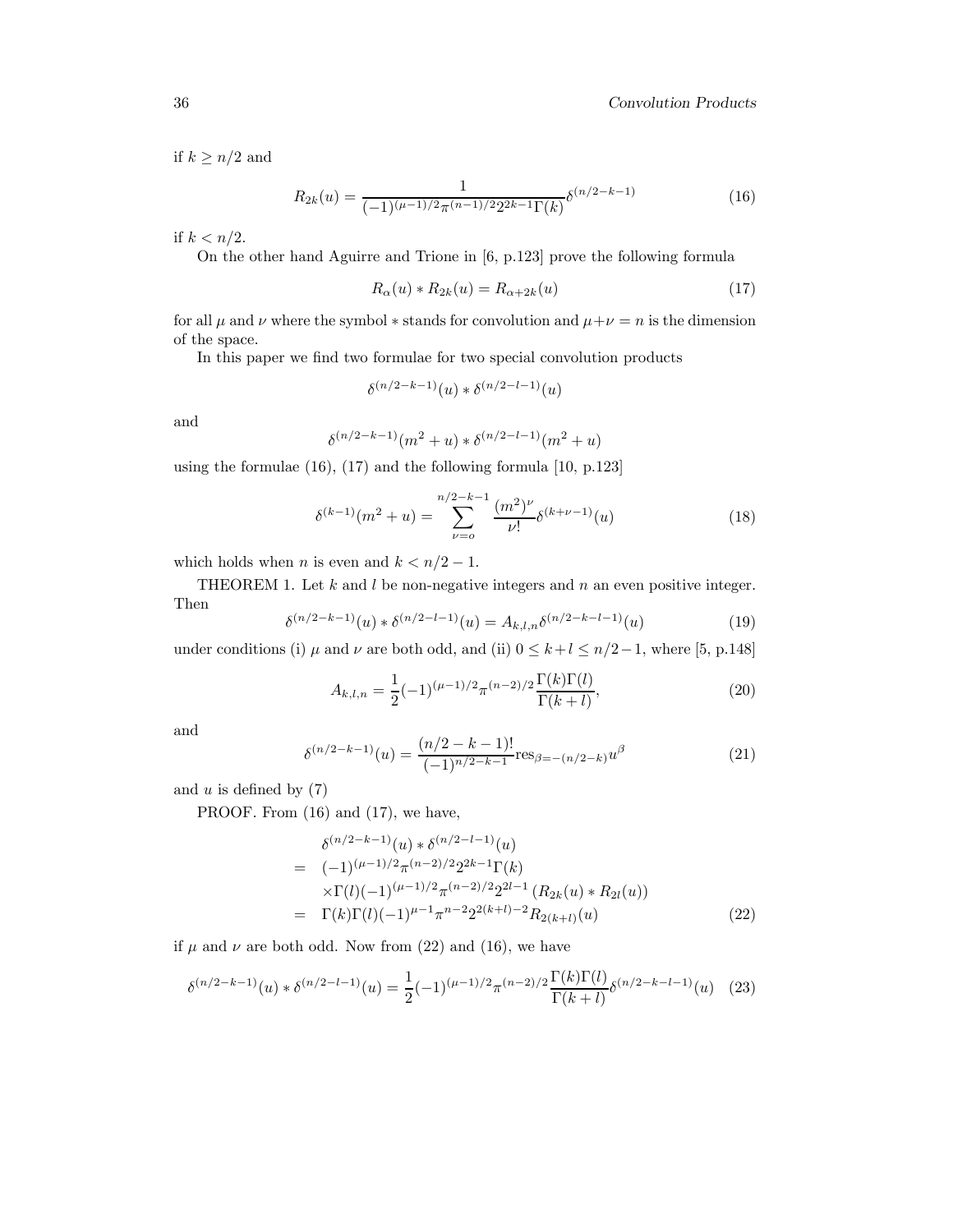if $k \geq n/2$ and

$$R_{2k}(u) = \frac{1}{(-1)^{(\mu-1)/2}\pi^{(n-1)/2}2^{2k-1}\Gamma(k)}\delta^{(n/2-k-1)} \tag{16}$$

if $k < n/2$.

On the other hand Aguirre and Trione in [6, p.123] prove the following formula

$$R_{\alpha}(u) * R_{2k}(u) = R_{\alpha+2k}(u) \tag{17}$$

for all $\mu$ and $\nu$ where the symbol $*$ stands for convolution and $\mu+\nu = n$ is the dimension of the space.

In this paper we find two formulae for two special convolution products

$$\delta^{(n/2-k-1)}(u) * \delta^{(n/2-l-1)}(u)$$

and

$$\delta^{(n/2-k-1)}(m^2+u) * \delta^{(n/2-l-1)}(m^2+u)$$

using the formulae (16), (17) and the following formula [10, p.123]

$$\delta^{(k-1)}(m^2+u) = \sum_{\nu=o}^{n/2-k-1} \frac{(m^2)^{\nu}}{\nu!}\delta^{(k+\nu-1)}(u) \tag{18}$$

which holds when $n$ is even and $k < n/2-1$.

THEOREM 1. Let $k$ and $l$ be non-negative integers and $n$ an even positive integer. Then

$$\delta^{(n/2-k-1)}(u) * \delta^{(n/2-l-1)}(u) = A_{k,l,n}\delta^{(n/2-k-l-1)}(u) \tag{19}$$

under conditions (i) $\mu$ and $\nu$ are both odd, and (ii) $0 \leq k+l \leq n/2-1$, where [5, p.148]

$$A_{k,l,n} = \frac{1}{2}(-1)^{(\mu-1)/2}\pi^{(n-2)/2}\frac{\Gamma(k)\Gamma(l)}{\Gamma(k+l)}, \tag{20}$$

and

$$\delta^{(n/2-k-1)}(u) = \frac{(n/2-k-1)!}{(-1)^{n/2-k-1}}\text{res}_{\beta=-(n/2-k)}u^{\beta} \tag{21}$$

and $u$ is defined by (7)

PROOF. From (16) and (17), we have,

$$\begin{aligned}
& \delta^{(n/2-k-1)}(u) * \delta^{(n/2-l-1)}(u) \\
= \; & (-1)^{(\mu-1)/2}\pi^{(n-2)/2}2^{2k-1}\Gamma(k) \\
& \times\Gamma(l)(-1)^{(\mu-1)/2}\pi^{(n-2)/2}2^{2l-1}\left(R_{2k}(u) * R_{2l}(u)\right) \\
= \; & \Gamma(k)\Gamma(l)(-1)^{\mu-1}\pi^{n-2}2^{2(k+l)-2}R_{2(k+l)}(u)
\end{aligned} \tag{22}$$

if $\mu$ and $\nu$ are both odd. Now from (22) and (16), we have

$$\delta^{(n/2-k-1)}(u) * \delta^{(n/2-l-1)}(u) = \frac{1}{2}(-1)^{(\mu-1)/2}\pi^{(n-2)/2}\frac{\Gamma(k)\Gamma(l)}{\Gamma(k+l)}\delta^{(n/2-k-l-1)}(u) \tag{23}$$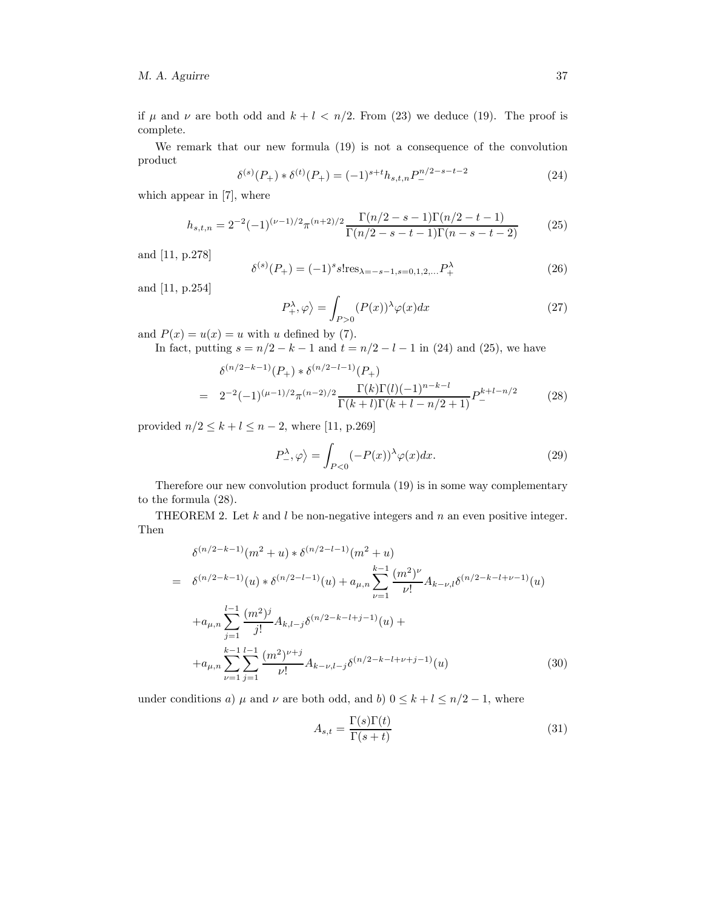if $\mu$ and $\nu$ are both odd and $k+l < n/2$. From (23) we deduce (19). The proof is complete.

We remark that our new formula (19) is not a consequence of the convolution product

$$\delta^{(s)}(P_+) * \delta^{(t)}(P_+) = (-1)^{s+t} h_{s,t,n} P_-^{n/2-s-t-2} \tag{24}$$

which appear in [7], where

$$h_{s,t,n} = 2^{-2}(-1)^{(\nu-1)/2}\pi^{(n+2)/2}\frac{\Gamma(n/2-s-1)\Gamma(n/2-t-1)}{\Gamma(n/2-s-t-1)\Gamma(n-s-t-2)} \tag{25}$$

and [11, p.278]

$$\delta^{(s)}(P_+) = (-1)^s s! \text{res}_{\lambda=-s-1, s=0,1,2,\ldots} P_+^\lambda \tag{26}$$

and [11, p.254]

$$P_+^\lambda, \varphi\rangle = \int_{P>0} (P(x))^\lambda \varphi(x)dx \tag{27}$$

and $P(x) = u(x) = u$ with $u$ defined by (7).

In fact, putting $s = n/2-k-1$ and $t = n/2-l-1$ in (24) and (25), we have

$$\begin{aligned}
&\delta^{(n/2-k-1)}(P_+) * \delta^{(n/2-l-1)}(P_+) \\
= \quad & 2^{-2}(-1)^{(\mu-1)/2}\pi^{(n-2)/2}\frac{\Gamma(k)\Gamma(l)(-1)^{n-k-l}}{\Gamma(k+l)\Gamma(k+l-n/2+1)} P_-^{k+l-n/2}
\end{aligned} \tag{28}$$

provided $n/2 \leq k+l \leq n-2$, where [11, p.269]

$$P_-^\lambda, \varphi\rangle = \int_{P<0} (-P(x))^\lambda \varphi(x)dx. \tag{29}$$

Therefore our new convolution product formula (19) is in some way complementary to the formula (28).

THEOREM 2. Let $k$ and $l$ be non-negative integers and $n$ an even positive integer. Then

$$\begin{aligned}
&\delta^{(n/2-k-1)}(m^2+u) * \delta^{(n/2-l-1)}(m^2+u) \\
= \quad & \delta^{(n/2-k-1)}(u) * \delta^{(n/2-l-1)}(u) + a_{\mu,n}\sum_{\nu=1}^{k-1}\frac{(m^2)^\nu}{\nu!}A_{k-\nu,l}\delta^{(n/2-k-l+\nu-1)}(u) \\
&+ a_{\mu,n}\sum_{j=1}^{l-1}\frac{(m^2)^j}{j!}A_{k,l-j}\delta^{(n/2-k-l+j-1)}(u) + \\
&+ a_{\mu,n}\sum_{\nu=1}^{k-1}\sum_{j=1}^{l-1}\frac{(m^2)^{\nu+j}}{\nu!}A_{k-\nu,l-j}\delta^{(n/2-k-l+\nu+j-1)}(u)
\end{aligned} \tag{30}$$

under conditions *a)* $\mu$ and $\nu$ are both odd, and *b)* $0 \leq k+l \leq n/2-1$, where

$$A_{s,t} = \frac{\Gamma(s)\Gamma(t)}{\Gamma(s+t)} \tag{31}$$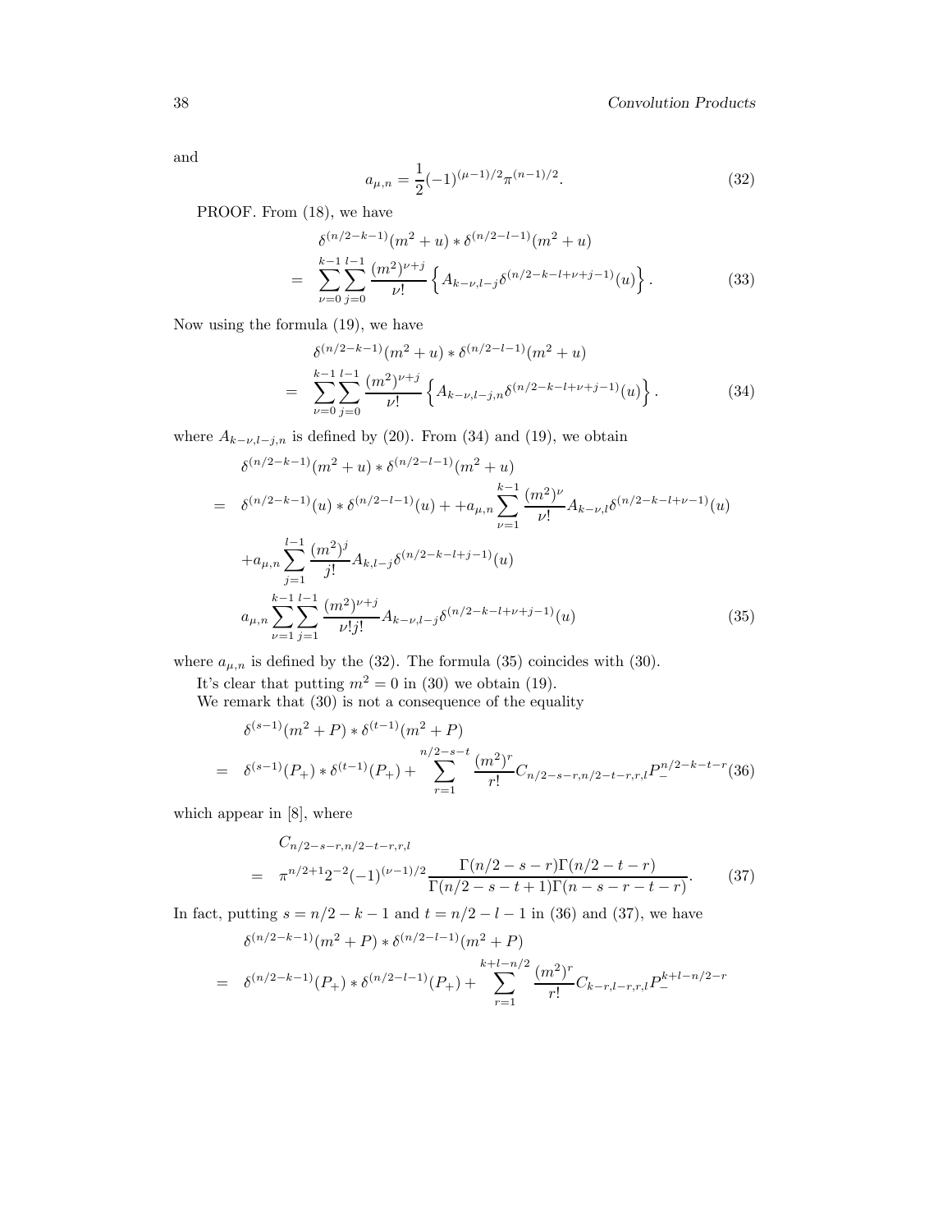and

$$a_{\mu,n} = \frac{1}{2}(-1)^{(\mu-1)/2}\pi^{(n-1)/2}. \tag{32}$$

PROOF. From (18), we have

$$\begin{aligned}
&\delta^{(n/2-k-1)}(m^2+u) * \delta^{(n/2-l-1)}(m^2+u) \\
= \quad & \sum_{\nu=0}^{k-1}\sum_{j=0}^{l-1} \frac{(m^2)^{\nu+j}}{\nu!}\left\{A_{k-\nu,l-j}\delta^{(n/2-k-l+\nu+j-1)}(u)\right\}.
\end{aligned} \tag{33}$$

Now using the formula (19), we have

$$\begin{aligned}
&\delta^{(n/2-k-1)}(m^2+u) * \delta^{(n/2-l-1)}(m^2+u) \\
= \quad & \sum_{\nu=0}^{k-1}\sum_{j=0}^{l-1} \frac{(m^2)^{\nu+j}}{\nu!}\left\{A_{k-\nu,l-j,n}\delta^{(n/2-k-l+\nu+j-1)}(u)\right\}.
\end{aligned} \tag{34}$$

where $A_{k-\nu,l-j,n}$ is defined by (20). From (34) and (19), we obtain

$$\begin{aligned}
&\delta^{(n/2-k-1)}(m^2+u) * \delta^{(n/2-l-1)}(m^2+u) \\
= \quad & \delta^{(n/2-k-1)}(u) * \delta^{(n/2-l-1)}(u) + +a_{\mu,n}\sum_{\nu=1}^{k-1}\frac{(m^2)^{\nu}}{\nu!}A_{k-\nu,l}\delta^{(n/2-k-l+\nu-1)}(u) \\
&+a_{\mu,n}\sum_{j=1}^{l-1}\frac{(m^2)^{j}}{j!}A_{k,l-j}\delta^{(n/2-k-l+j-1)}(u) \\
&a_{\mu,n}\sum_{\nu=1}^{k-1}\sum_{j=1}^{l-1}\frac{(m^2)^{\nu+j}}{\nu!j!}A_{k-\nu,l-j}\delta^{(n/2-k-l+\nu+j-1)}(u)
\end{aligned} \tag{35}$$

where $a_{\mu,n}$ is defined by the (32). The formula (35) coincides with (30).

It's clear that putting $m^2 = 0$ in (30) we obtain (19).

We remark that (30) is not a consequence of the equality

$$\begin{aligned}
&\delta^{(s-1)}(m^2+P) * \delta^{(t-1)}(m^2+P) \\
= \quad & \delta^{(s-1)}(P_+) * \delta^{(t-1)}(P_+) + \sum_{r=1}^{n/2-s-t}\frac{(m^2)^r}{r!}C_{n/2-s-r,n/2-t-r,r,l}P_-^{n/2-k-t-r}
\end{aligned} \tag{36}$$

which appear in [8], where

$$\begin{aligned}
&C_{n/2-s-r,n/2-t-r,r,l} \\
= \quad & \pi^{n/2+1}2^{-2}(-1)^{(\nu-1)/2}\frac{\Gamma(n/2-s-r)\Gamma(n/2-t-r)}{\Gamma(n/2-s-t+1)\Gamma(n-s-r-t-r)}.
\end{aligned} \tag{37}$$

In fact, putting $s = n/2-k-1$ and $t = n/2-l-1$ in (36) and (37), we have

$$\begin{aligned}
&\delta^{(n/2-k-1)}(m^2+P) * \delta^{(n/2-l-1)}(m^2+P) \\
= \quad & \delta^{(n/2-k-1)}(P_+) * \delta^{(n/2-l-1)}(P_+) + \sum_{r=1}^{k+l-n/2}\frac{(m^2)^r}{r!}C_{k-r,l-r,r,l}P_-^{k+l-n/2-r}
\end{aligned}$$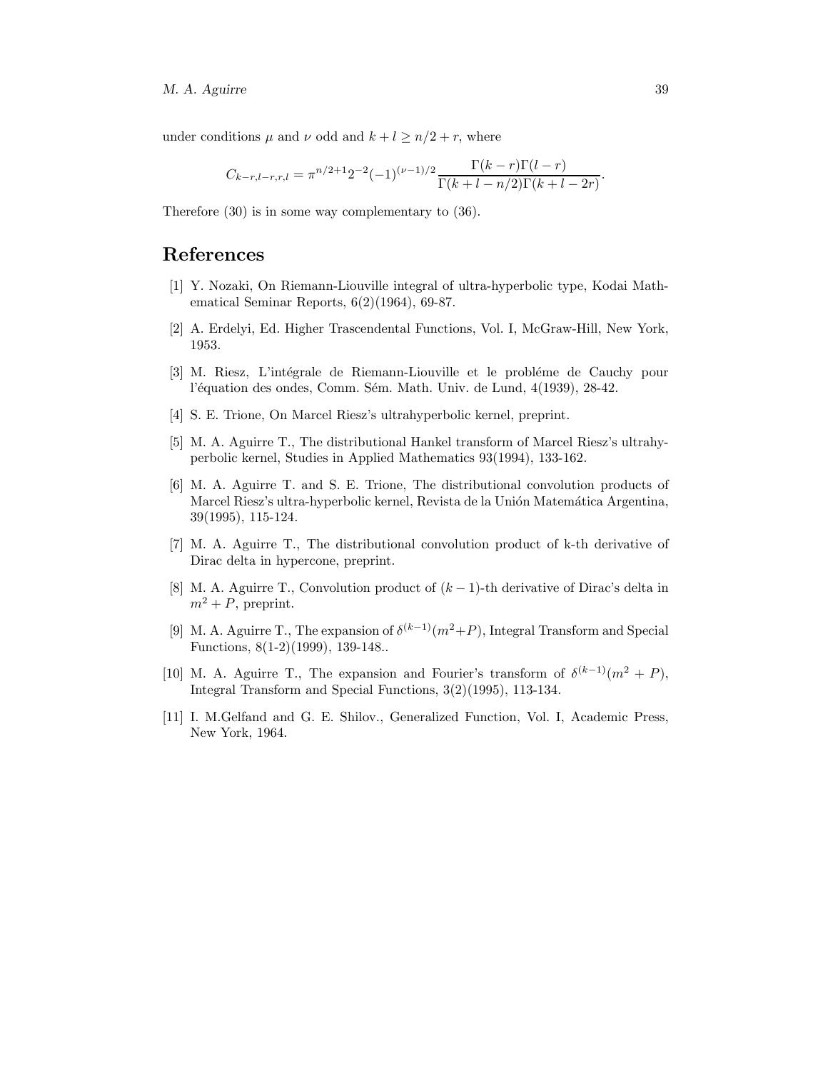under conditions $\mu$ and $\nu$ odd and $k+l \geq n/2+r$, where

$$C_{k-r,l-r,r,l} = \pi^{n/2+1} 2^{-2} (-1)^{(\nu-1)/2} \frac{\Gamma(k-r)\Gamma(l-r)}{\Gamma(k+l-n/2)\Gamma(k+l-2r)}.$$

Therefore (30) is in some way complementary to (36).

## References

[1] Y. Nozaki, On Riemann-Liouville integral of ultra-hyperbolic type, Kodai Mathematical Seminar Reports, 6(2)(1964), 69-87.

[2] A. Erdelyi, Ed. Higher Trascendental Functions, Vol. I, McGraw-Hill, New York, 1953.

[3] M. Riesz, L'intégrale de Riemann-Liouville et le probléme de Cauchy pour l'équation des ondes, Comm. Sém. Math. Univ. de Lund, 4(1939), 28-42.

[4] S. E. Trione, On Marcel Riesz's ultrahyperbolic kernel, preprint.

[5] M. A. Aguirre T., The distributional Hankel transform of Marcel Riesz's ultrahyperbolic kernel, Studies in Applied Mathematics 93(1994), 133-162.

[6] M. A. Aguirre T. and S. E. Trione, The distributional convolution products of Marcel Riesz's ultra-hyperbolic kernel, Revista de la Unión Matemática Argentina, 39(1995), 115-124.

[7] M. A. Aguirre T., The distributional convolution product of k-th derivative of Dirac delta in hypercone, preprint.

[8] M. A. Aguirre T., Convolution product of $(k-1)$-th derivative of Dirac's delta in $m^2+P$, preprint.

[9] M. A. Aguirre T., The expansion of $\delta^{(k-1)}(m^2+P)$, Integral Transform and Special Functions, 8(1-2)(1999), 139-148..

[10] M. A. Aguirre T., The expansion and Fourier's transform of $\delta^{(k-1)}(m^2+P)$, Integral Transform and Special Functions, 3(2)(1995), 113-134.

[11] I. M.Gelfand and G. E. Shilov., Generalized Function, Vol. I, Academic Press, New York, 1964.